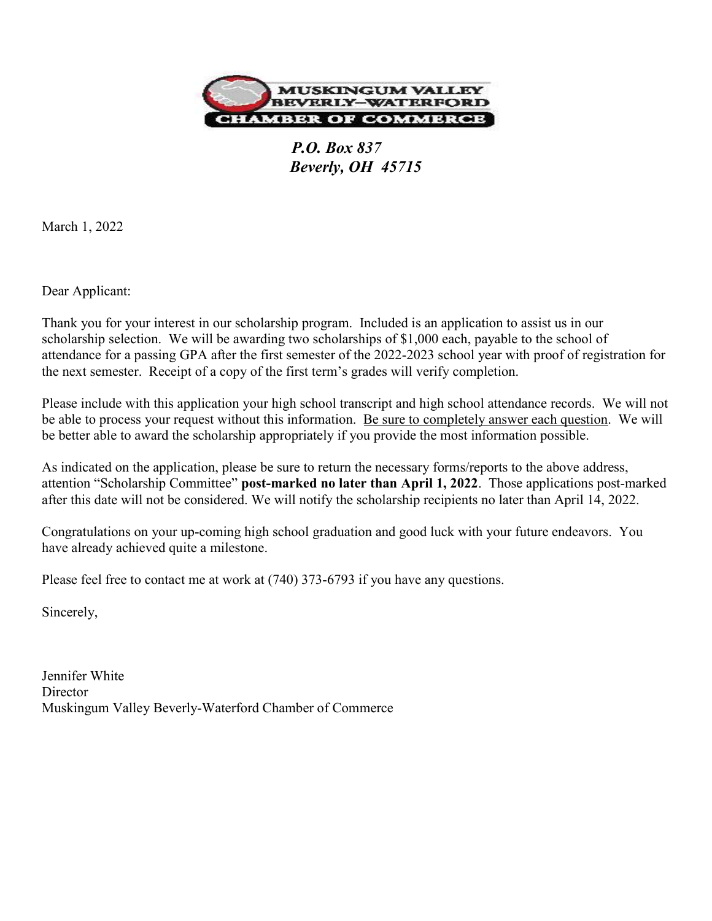**MUSKINGUM VALLEY BEVERLY–WATERFORD CHAMBER OF COMMERCE**

***P.O. Box 837***
***Beverly, OH 45715***

March 1, 2022

Dear Applicant:

Thank you for your interest in our scholarship program. Included is an application to assist us in our scholarship selection. We will be awarding two scholarships of $1,000 each, payable to the school of attendance for a passing GPA after the first semester of the 2022-2023 school year with proof of registration for the next semester. Receipt of a copy of the first term's grades will verify completion.

Please include with this application your high school transcript and high school attendance records. We will not be able to process your request without this information. Be sure to completely answer each question. We will be better able to award the scholarship appropriately if you provide the most information possible.

As indicated on the application, please be sure to return the necessary forms/reports to the above address, attention "Scholarship Committee" **post-marked no later than April 1, 2022**. Those applications post-marked after this date will not be considered. We will notify the scholarship recipients no later than April 14, 2022.

Congratulations on your up-coming high school graduation and good luck with your future endeavors. You have already achieved quite a milestone.

Please feel free to contact me at work at (740) 373-6793 if you have any questions.

Sincerely,

Jennifer White
Director
Muskingum Valley Beverly-Waterford Chamber of Commerce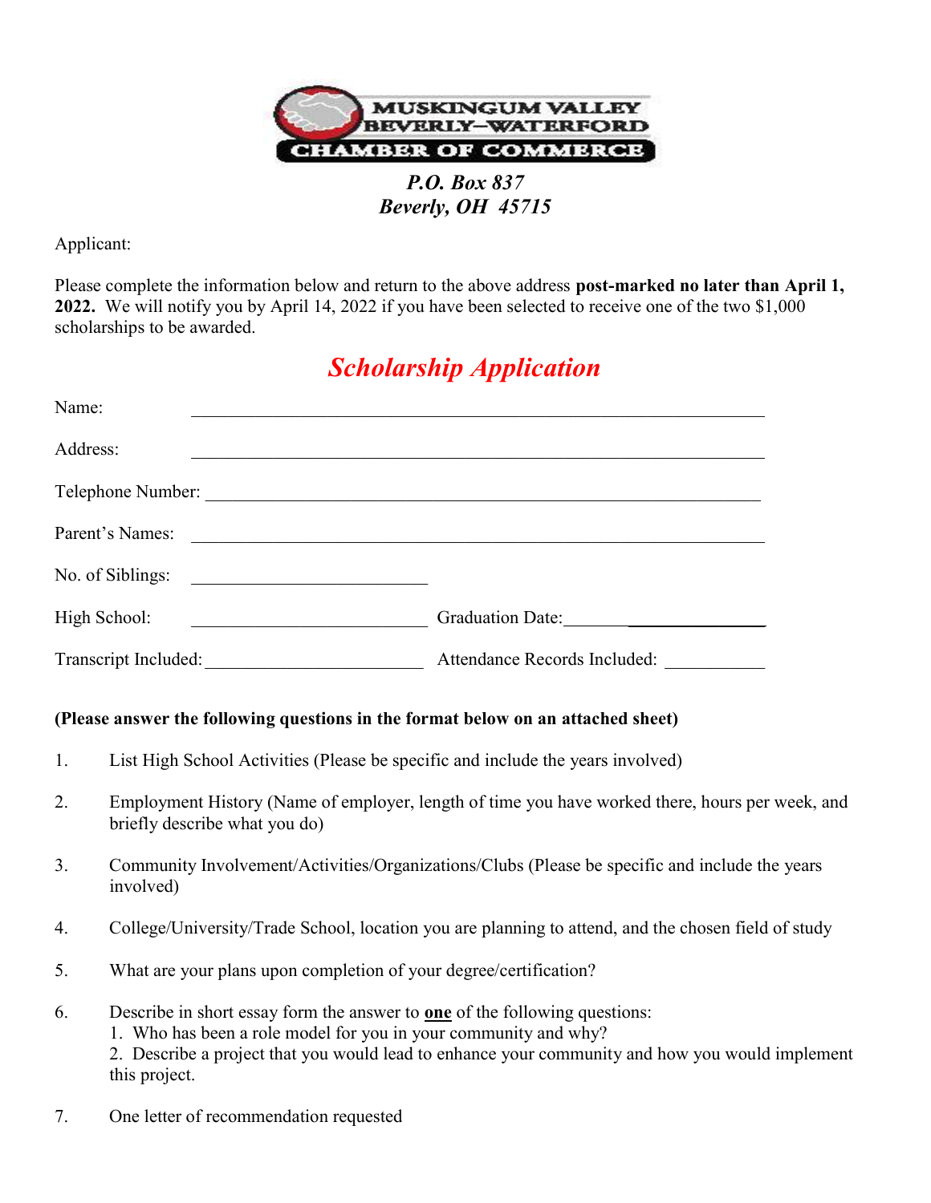**MUSKINGUM VALLEY BEVERLY–WATERFORD CHAMBER OF COMMERCE**

***P.O. Box 837***
***Beverly, OH 45715***

Applicant:

Please complete the information below and return to the above address **post-marked no later than April 1, 2022.** We will notify you by April 14, 2022 if you have been selected to receive one of the two $1,000 scholarships to be awarded.

# *Scholarship Application*

Name: ______________________________________________________________

Address: ______________________________________________________________

Telephone Number: ______________________________________________________________

Parent's Names: ______________________________________________________________

No. of Siblings: __________________________

High School: __________________________ Graduation Date: ______________________

Transcript Included: ________________________ Attendance Records Included: ___________

**(Please answer the following questions in the format below on an attached sheet)**

1. List High School Activities (Please be specific and include the years involved)

2. Employment History (Name of employer, length of time you have worked there, hours per week, and briefly describe what you do)

3. Community Involvement/Activities/Organizations/Clubs (Please be specific and include the years involved)

4. College/University/Trade School, location you are planning to attend, and the chosen field of study

5. What are your plans upon completion of your degree/certification?

6. Describe in short essay form the answer to **<u>one</u>** of the following questions:
   1. Who has been a role model for you in your community and why?
   2. Describe a project that you would lead to enhance your community and how you would implement this project.

7. One letter of recommendation requested